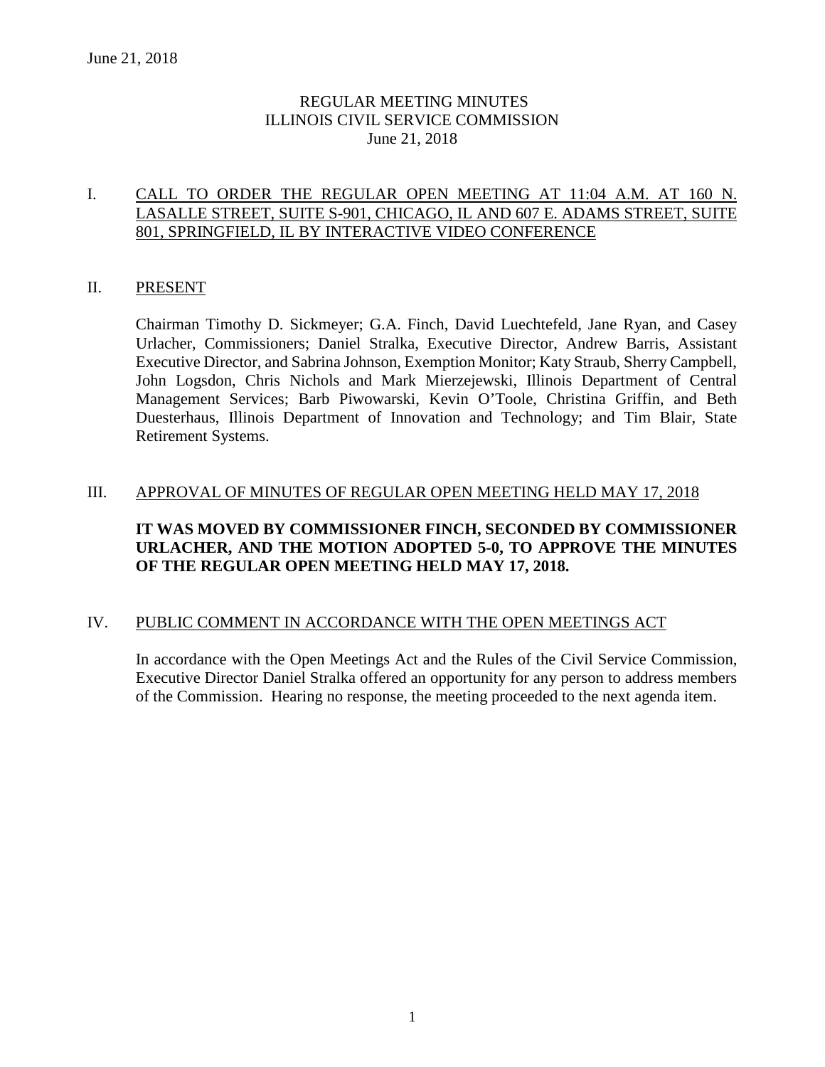June 21, 2018

# REGULAR MEETING MINUTES
# ILLINOIS CIVIL SERVICE COMMISSION
# June 21, 2018

## I. CALL TO ORDER THE REGULAR OPEN MEETING AT 11:04 A.M. AT 160 N. LASALLE STREET, SUITE S-901, CHICAGO, IL AND 607 E. ADAMS STREET, SUITE 801, SPRINGFIELD, IL BY INTERACTIVE VIDEO CONFERENCE

## II. PRESENT

Chairman Timothy D. Sickmeyer; G.A. Finch, David Luechtefeld, Jane Ryan, and Casey Urlacher, Commissioners; Daniel Stralka, Executive Director, Andrew Barris, Assistant Executive Director, and Sabrina Johnson, Exemption Monitor; Katy Straub, Sherry Campbell, John Logsdon, Chris Nichols and Mark Mierzejewski, Illinois Department of Central Management Services; Barb Piwowarski, Kevin O'Toole, Christina Griffin, and Beth Duesterhaus, Illinois Department of Innovation and Technology; and Tim Blair, State Retirement Systems.

## III. APPROVAL OF MINUTES OF REGULAR OPEN MEETING HELD MAY 17, 2018

**IT WAS MOVED BY COMMISSIONER FINCH, SECONDED BY COMMISSIONER URLACHER, AND THE MOTION ADOPTED 5-0, TO APPROVE THE MINUTES OF THE REGULAR OPEN MEETING HELD MAY 17, 2018.**

## IV. PUBLIC COMMENT IN ACCORDANCE WITH THE OPEN MEETINGS ACT

In accordance with the Open Meetings Act and the Rules of the Civil Service Commission, Executive Director Daniel Stralka offered an opportunity for any person to address members of the Commission. Hearing no response, the meeting proceeded to the next agenda item.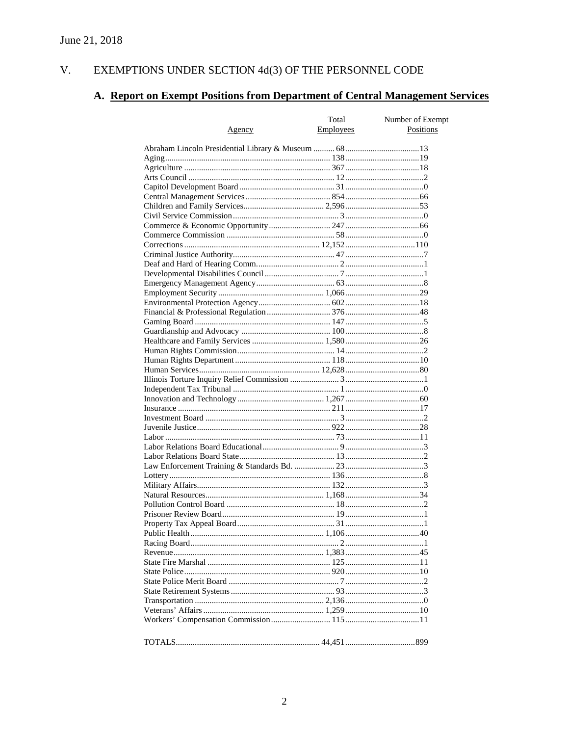June 21, 2018

## V. EXEMPTIONS UNDER SECTION 4d(3) OF THE PERSONNEL CODE

### A. Report on Exempt Positions from Department of Central Management Services

| Agency | Total Employees | Number of Exempt Positions |
|---|---|---|
| Abraham Lincoln Presidential Library & Museum | 68 | 13 |
| Aging | 138 | 19 |
| Agriculture | 367 | 18 |
| Arts Council | 12 | 2 |
| Capitol Development Board | 31 | 0 |
| Central Management Services | 854 | 66 |
| Children and Family Services | 2,596 | 53 |
| Civil Service Commission | 3 | 0 |
| Commerce & Economic Opportunity | 247 | 66 |
| Commerce Commission | 58 | 0 |
| Corrections | 12,152 | 110 |
| Criminal Justice Authority | 47 | 7 |
| Deaf and Hard of Hearing Comm. | 2 | 1 |
| Developmental Disabilities Council | 7 | 1 |
| Emergency Management Agency | 63 | 8 |
| Employment Security | 1,066 | 29 |
| Environmental Protection Agency | 602 | 18 |
| Financial & Professional Regulation | 376 | 48 |
| Gaming Board | 147 | 5 |
| Guardianship and Advocacy | 100 | 8 |
| Healthcare and Family Services | 1,580 | 26 |
| Human Rights Commission | 14 | 2 |
| Human Rights Department | 118 | 10 |
| Human Services | 12,628 | 80 |
| Illinois Torture Inquiry Relief Commission | 3 | 1 |
| Independent Tax Tribunal | 1 | 0 |
| Innovation and Technology | 1,267 | 60 |
| Insurance | 211 | 17 |
| Investment Board | 3 | 2 |
| Juvenile Justice | 922 | 28 |
| Labor | 73 | 11 |
| Labor Relations Board Educational | 9 | 3 |
| Labor Relations Board State | 13 | 2 |
| Law Enforcement Training & Standards Bd. | 23 | 3 |
| Lottery | 136 | 8 |
| Military Affairs | 132 | 3 |
| Natural Resources | 1,168 | 34 |
| Pollution Control Board | 18 | 2 |
| Prisoner Review Board | 19 | 1 |
| Property Tax Appeal Board | 31 | 1 |
| Public Health | 1,106 | 40 |
| Racing Board | 2 | 1 |
| Revenue | 1,383 | 45 |
| State Fire Marshal | 125 | 11 |
| State Police | 920 | 10 |
| State Police Merit Board | 7 | 2 |
| State Retirement Systems | 93 | 3 |
| Transportation | 2,136 | 0 |
| Veterans' Affairs | 1,259 | 10 |
| Workers' Compensation Commission | 115 | 11 |
| TOTALS | 44,451 | 899 |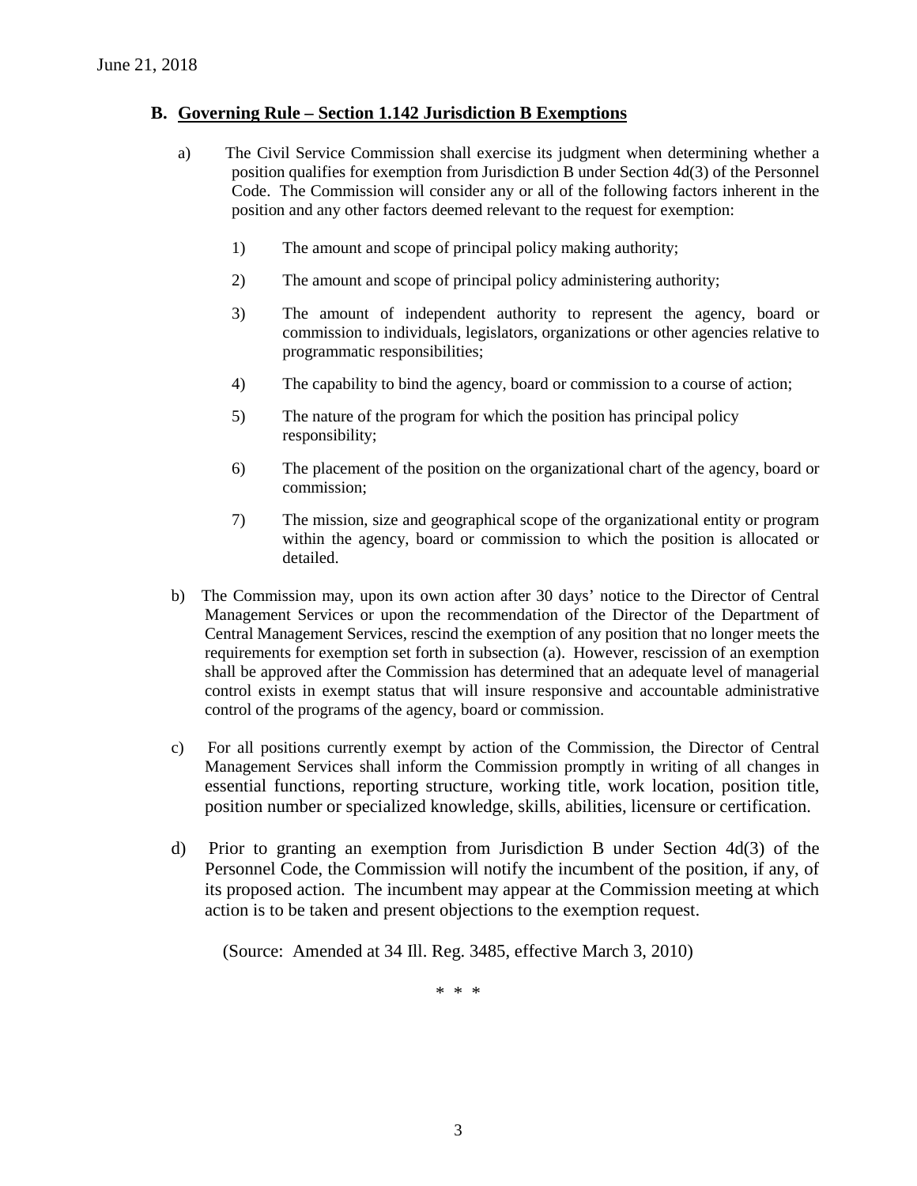## B. Governing Rule – Section 1.142 Jurisdiction B Exemptions

a) The Civil Service Commission shall exercise its judgment when determining whether a position qualifies for exemption from Jurisdiction B under Section 4d(3) of the Personnel Code. The Commission will consider any or all of the following factors inherent in the position and any other factors deemed relevant to the request for exemption:

1) The amount and scope of principal policy making authority;

2) The amount and scope of principal policy administering authority;

3) The amount of independent authority to represent the agency, board or commission to individuals, legislators, organizations or other agencies relative to programmatic responsibilities;

4) The capability to bind the agency, board or commission to a course of action;

5) The nature of the program for which the position has principal policy responsibility;

6) The placement of the position on the organizational chart of the agency, board or commission;

7) The mission, size and geographical scope of the organizational entity or program within the agency, board or commission to which the position is allocated or detailed.

b) The Commission may, upon its own action after 30 days' notice to the Director of Central Management Services or upon the recommendation of the Director of the Department of Central Management Services, rescind the exemption of any position that no longer meets the requirements for exemption set forth in subsection (a). However, rescission of an exemption shall be approved after the Commission has determined that an adequate level of managerial control exists in exempt status that will insure responsive and accountable administrative control of the programs of the agency, board or commission.

c) For all positions currently exempt by action of the Commission, the Director of Central Management Services shall inform the Commission promptly in writing of all changes in essential functions, reporting structure, working title, work location, position title, position number or specialized knowledge, skills, abilities, licensure or certification.

d) Prior to granting an exemption from Jurisdiction B under Section 4d(3) of the Personnel Code, the Commission will notify the incumbent of the position, if any, of its proposed action. The incumbent may appear at the Commission meeting at which action is to be taken and present objections to the exemption request.

(Source: Amended at 34 Ill. Reg. 3485, effective March 3, 2010)

\* \* \*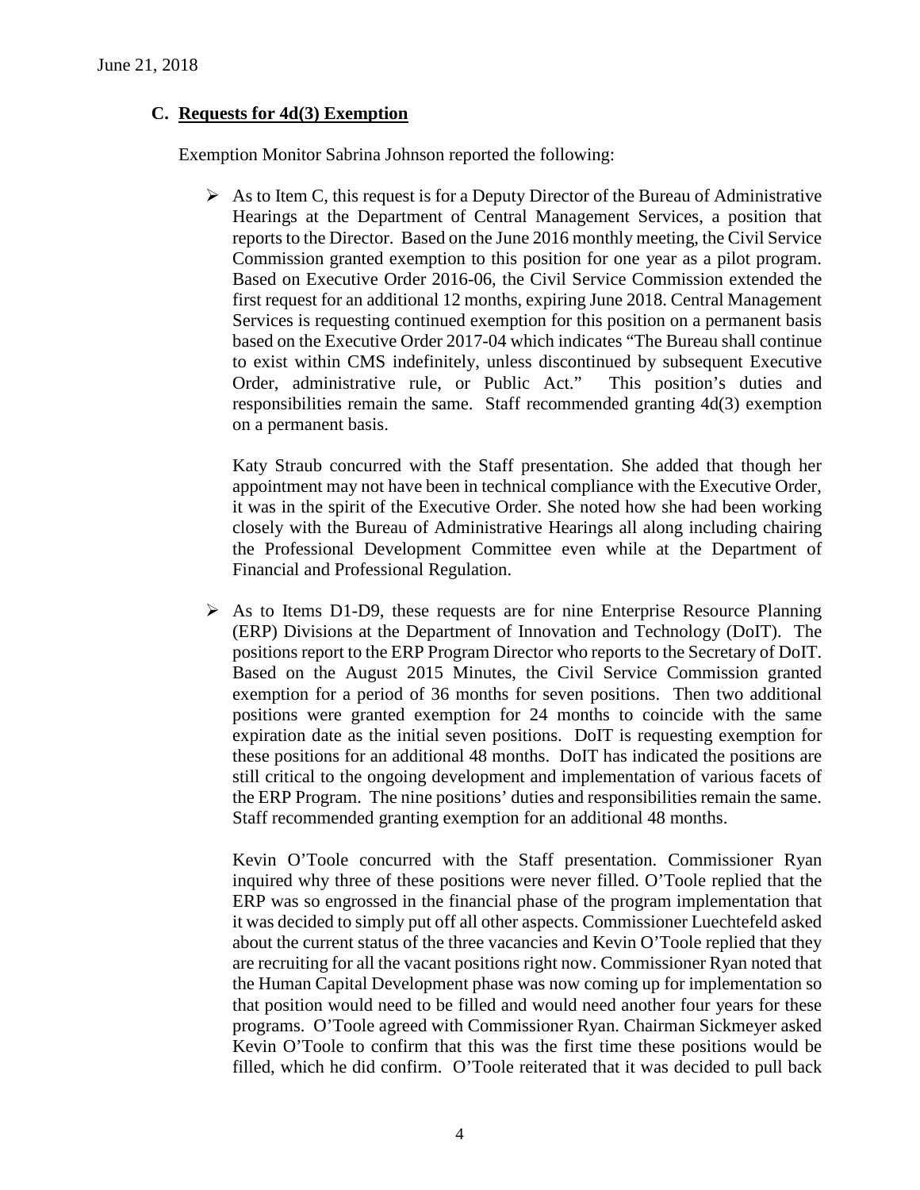June 21, 2018

### C. Requests for 4d(3) Exemption

Exemption Monitor Sabrina Johnson reported the following:

- As to Item C, this request is for a Deputy Director of the Bureau of Administrative Hearings at the Department of Central Management Services, a position that reports to the Director. Based on the June 2016 monthly meeting, the Civil Service Commission granted exemption to this position for one year as a pilot program. Based on Executive Order 2016-06, the Civil Service Commission extended the first request for an additional 12 months, expiring June 2018. Central Management Services is requesting continued exemption for this position on a permanent basis based on the Executive Order 2017-04 which indicates "The Bureau shall continue to exist within CMS indefinitely, unless discontinued by subsequent Executive Order, administrative rule, or Public Act." This position's duties and responsibilities remain the same. Staff recommended granting 4d(3) exemption on a permanent basis.

  Katy Straub concurred with the Staff presentation. She added that though her appointment may not have been in technical compliance with the Executive Order, it was in the spirit of the Executive Order. She noted how she had been working closely with the Bureau of Administrative Hearings all along including chairing the Professional Development Committee even while at the Department of Financial and Professional Regulation.

- As to Items D1-D9, these requests are for nine Enterprise Resource Planning (ERP) Divisions at the Department of Innovation and Technology (DoIT). The positions report to the ERP Program Director who reports to the Secretary of DoIT. Based on the August 2015 Minutes, the Civil Service Commission granted exemption for a period of 36 months for seven positions. Then two additional positions were granted exemption for 24 months to coincide with the same expiration date as the initial seven positions. DoIT is requesting exemption for these positions for an additional 48 months. DoIT has indicated the positions are still critical to the ongoing development and implementation of various facets of the ERP Program. The nine positions' duties and responsibilities remain the same. Staff recommended granting exemption for an additional 48 months.

  Kevin O'Toole concurred with the Staff presentation. Commissioner Ryan inquired why three of these positions were never filled. O'Toole replied that the ERP was so engrossed in the financial phase of the program implementation that it was decided to simply put off all other aspects. Commissioner Luechtefeld asked about the current status of the three vacancies and Kevin O'Toole replied that they are recruiting for all the vacant positions right now. Commissioner Ryan noted that the Human Capital Development phase was now coming up for implementation so that position would need to be filled and would need another four years for these programs. O'Toole agreed with Commissioner Ryan. Chairman Sickmeyer asked Kevin O'Toole to confirm that this was the first time these positions would be filled, which he did confirm. O'Toole reiterated that it was decided to pull back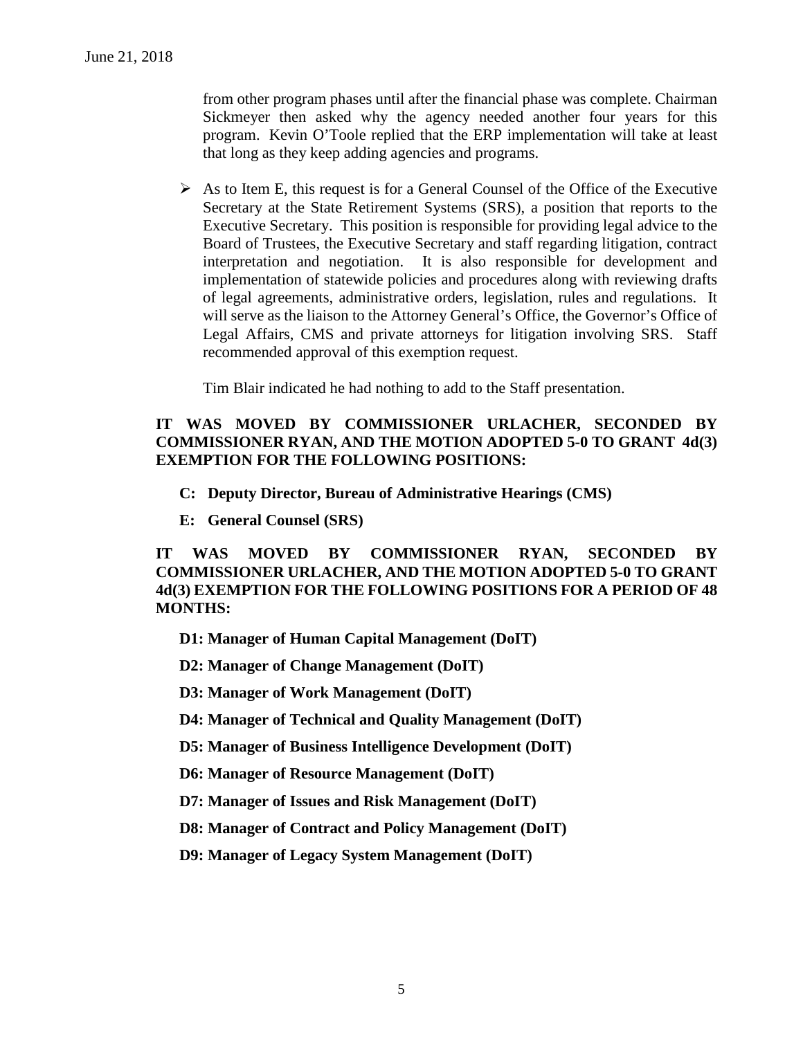from other program phases until after the financial phase was complete. Chairman Sickmeyer then asked why the agency needed another four years for this program. Kevin O'Toole replied that the ERP implementation will take at least that long as they keep adding agencies and programs.

- As to Item E, this request is for a General Counsel of the Office of the Executive Secretary at the State Retirement Systems (SRS), a position that reports to the Executive Secretary. This position is responsible for providing legal advice to the Board of Trustees, the Executive Secretary and staff regarding litigation, contract interpretation and negotiation. It is also responsible for development and implementation of statewide policies and procedures along with reviewing drafts of legal agreements, administrative orders, legislation, rules and regulations. It will serve as the liaison to the Attorney General's Office, the Governor's Office of Legal Affairs, CMS and private attorneys for litigation involving SRS. Staff recommended approval of this exemption request.

  Tim Blair indicated he had nothing to add to the Staff presentation.

**IT WAS MOVED BY COMMISSIONER URLACHER, SECONDED BY COMMISSIONER RYAN, AND THE MOTION ADOPTED 5-0 TO GRANT 4d(3) EXEMPTION FOR THE FOLLOWING POSITIONS:**

**C: Deputy Director, Bureau of Administrative Hearings (CMS)**

**E: General Counsel (SRS)**

**IT WAS MOVED BY COMMISSIONER RYAN, SECONDED BY COMMISSIONER URLACHER, AND THE MOTION ADOPTED 5-0 TO GRANT 4d(3) EXEMPTION FOR THE FOLLOWING POSITIONS FOR A PERIOD OF 48 MONTHS:**

**D1: Manager of Human Capital Management (DoIT)**

**D2: Manager of Change Management (DoIT)**

**D3: Manager of Work Management (DoIT)**

**D4: Manager of Technical and Quality Management (DoIT)**

**D5: Manager of Business Intelligence Development (DoIT)**

**D6: Manager of Resource Management (DoIT)**

**D7: Manager of Issues and Risk Management (DoIT)**

**D8: Manager of Contract and Policy Management (DoIT)**

**D9: Manager of Legacy System Management (DoIT)**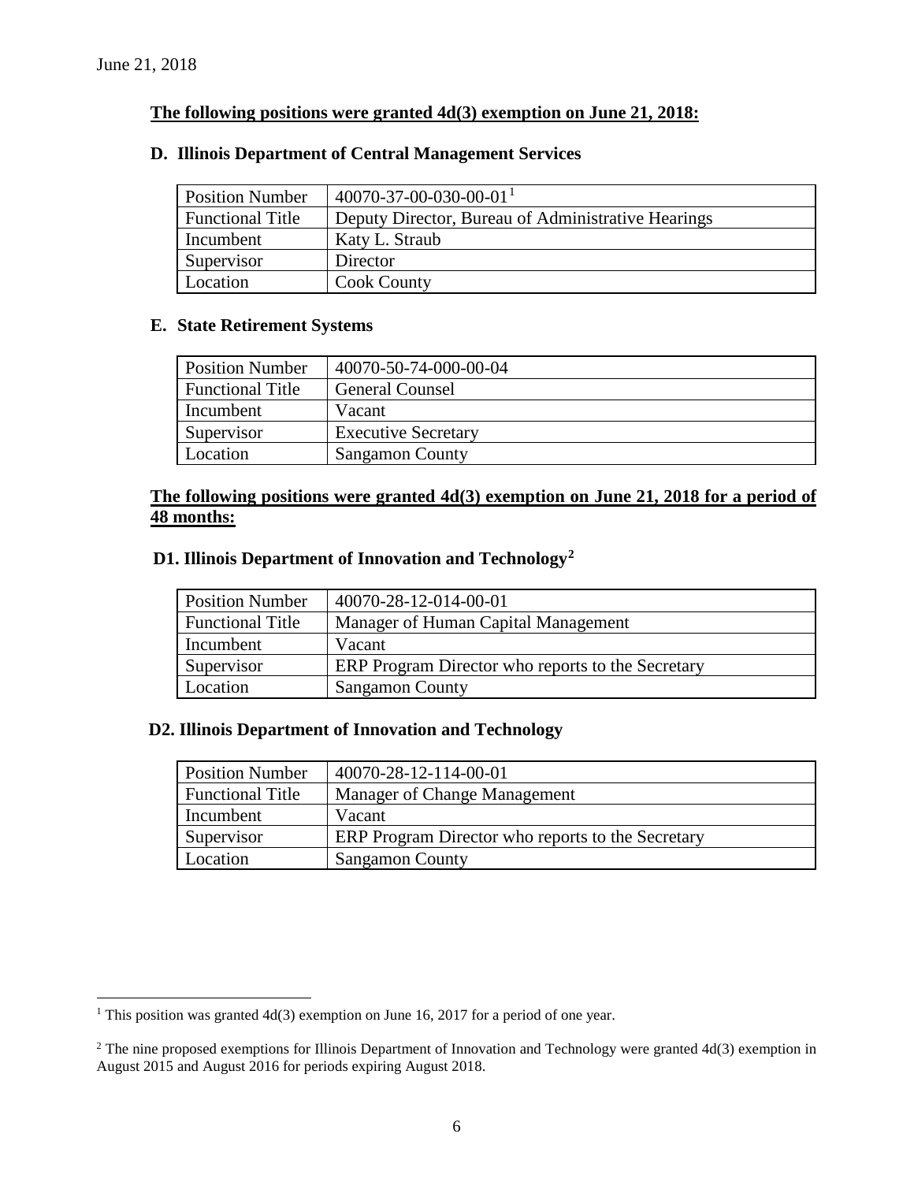June 21, 2018

**The following positions were granted 4d(3) exemption on June 21, 2018:**

**D. Illinois Department of Central Management Services**

| Position Number | 40070-37-00-030-00-01[1] |
|---|---|
| Functional Title | Deputy Director, Bureau of Administrative Hearings |
| Incumbent | Katy L. Straub |
| Supervisor | Director |
| Location | Cook County |

**E. State Retirement Systems**

| Position Number | 40070-50-74-000-00-04 |
|---|---|
| Functional Title | General Counsel |
| Incumbent | Vacant |
| Supervisor | Executive Secretary |
| Location | Sangamon County |

**The following positions were granted 4d(3) exemption on June 21, 2018 for a period of 48 months:**

**D1. Illinois Department of Innovation and Technology[2]**

| Position Number | 40070-28-12-014-00-01 |
|---|---|
| Functional Title | Manager of Human Capital Management |
| Incumbent | Vacant |
| Supervisor | ERP Program Director who reports to the Secretary |
| Location | Sangamon County |

**D2. Illinois Department of Innovation and Technology**

| Position Number | 40070-28-12-114-00-01 |
|---|---|
| Functional Title | Manager of Change Management |
| Incumbent | Vacant |
| Supervisor | ERP Program Director who reports to the Secretary |
| Location | Sangamon County |

[1] This position was granted 4d(3) exemption on June 16, 2017 for a period of one year.

[2] The nine proposed exemptions for Illinois Department of Innovation and Technology were granted 4d(3) exemption in August 2015 and August 2016 for periods expiring August 2018.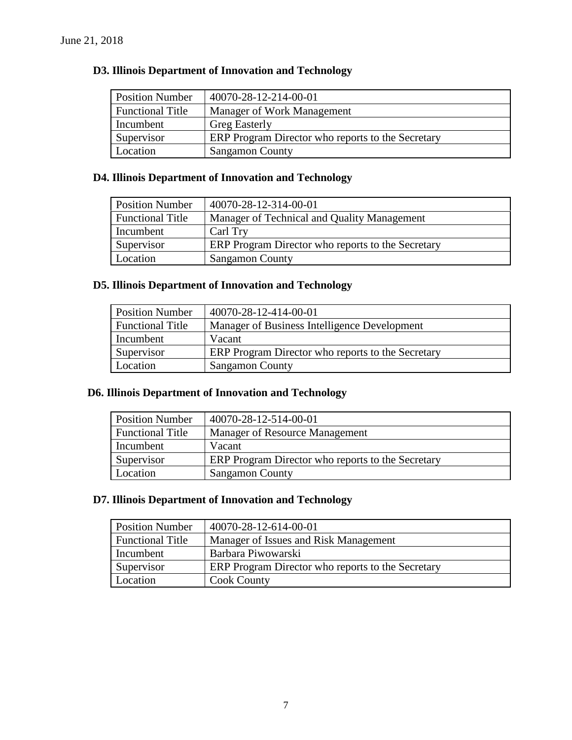June 21, 2018

**D3. Illinois Department of Innovation and Technology**

| Position Number | 40070-28-12-214-00-01 |
|---|---|
| Functional Title | Manager of Work Management |
| Incumbent | Greg Easterly |
| Supervisor | ERP Program Director who reports to the Secretary |
| Location | Sangamon County |

**D4. Illinois Department of Innovation and Technology**

| Position Number | 40070-28-12-314-00-01 |
|---|---|
| Functional Title | Manager of Technical and Quality Management |
| Incumbent | Carl Try |
| Supervisor | ERP Program Director who reports to the Secretary |
| Location | Sangamon County |

**D5. Illinois Department of Innovation and Technology**

| Position Number | 40070-28-12-414-00-01 |
|---|---|
| Functional Title | Manager of Business Intelligence Development |
| Incumbent | Vacant |
| Supervisor | ERP Program Director who reports to the Secretary |
| Location | Sangamon County |

**D6. Illinois Department of Innovation and Technology**

| Position Number | 40070-28-12-514-00-01 |
|---|---|
| Functional Title | Manager of Resource Management |
| Incumbent | Vacant |
| Supervisor | ERP Program Director who reports to the Secretary |
| Location | Sangamon County |

**D7. Illinois Department of Innovation and Technology**

| Position Number | 40070-28-12-614-00-01 |
|---|---|
| Functional Title | Manager of Issues and Risk Management |
| Incumbent | Barbara Piwowarski |
| Supervisor | ERP Program Director who reports to the Secretary |
| Location | Cook County |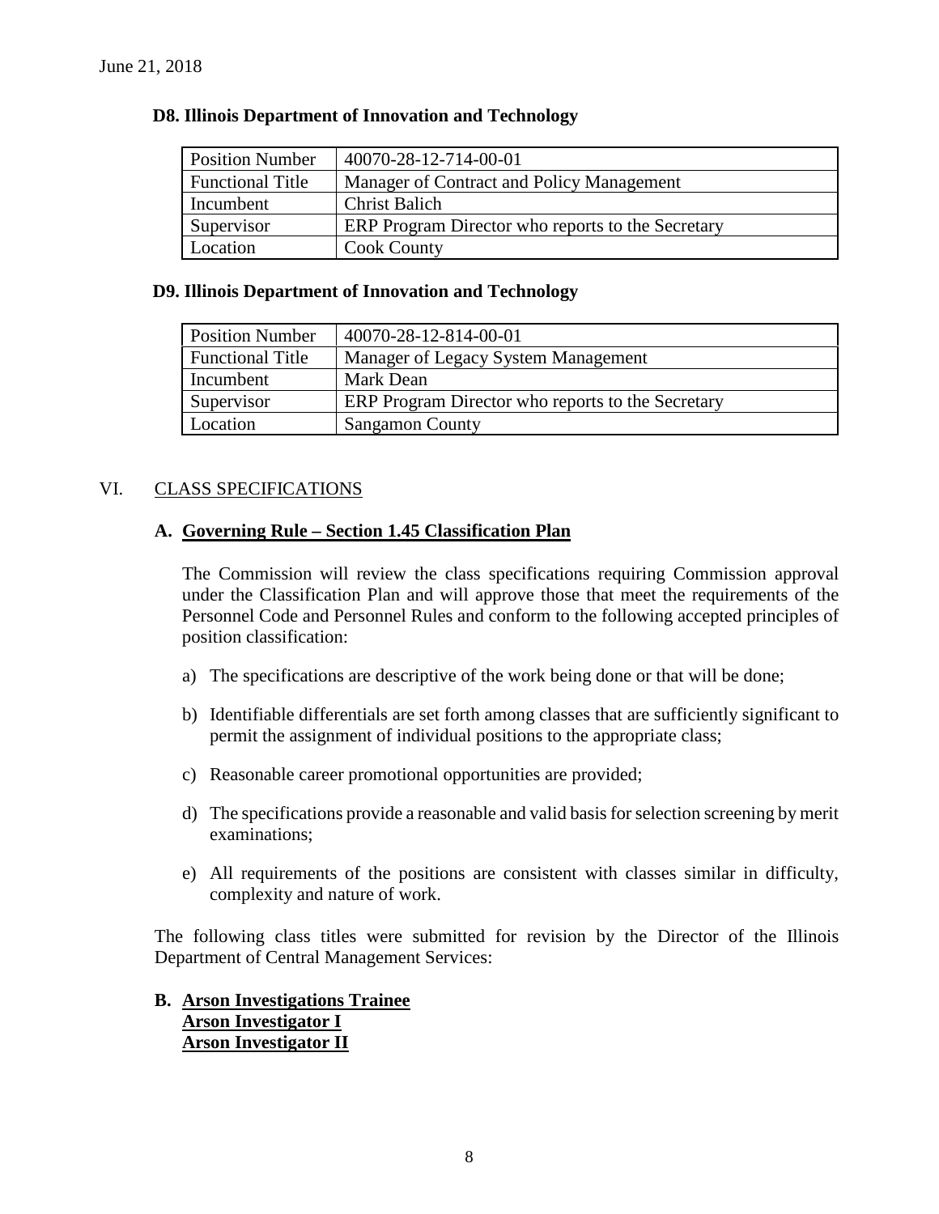June 21, 2018

**D8. Illinois Department of Innovation and Technology**

| Position Number | 40070-28-12-714-00-01 |
|---|---|
| Functional Title | Manager of Contract and Policy Management |
| Incumbent | Christ Balich |
| Supervisor | ERP Program Director who reports to the Secretary |
| Location | Cook County |

**D9. Illinois Department of Innovation and Technology**

| Position Number | 40070-28-12-814-00-01 |
|---|---|
| Functional Title | Manager of Legacy System Management |
| Incumbent | Mark Dean |
| Supervisor | ERP Program Director who reports to the Secretary |
| Location | Sangamon County |

## VI. CLASS SPECIFICATIONS

### A. Governing Rule – Section 1.45 Classification Plan

The Commission will review the class specifications requiring Commission approval under the Classification Plan and will approve those that meet the requirements of the Personnel Code and Personnel Rules and conform to the following accepted principles of position classification:

a) The specifications are descriptive of the work being done or that will be done;

b) Identifiable differentials are set forth among classes that are sufficiently significant to permit the assignment of individual positions to the appropriate class;

c) Reasonable career promotional opportunities are provided;

d) The specifications provide a reasonable and valid basis for selection screening by merit examinations;

e) All requirements of the positions are consistent with classes similar in difficulty, complexity and nature of work.

The following class titles were submitted for revision by the Director of the Illinois Department of Central Management Services:

### B. Arson Investigations Trainee
**Arson Investigator I**
**Arson Investigator II**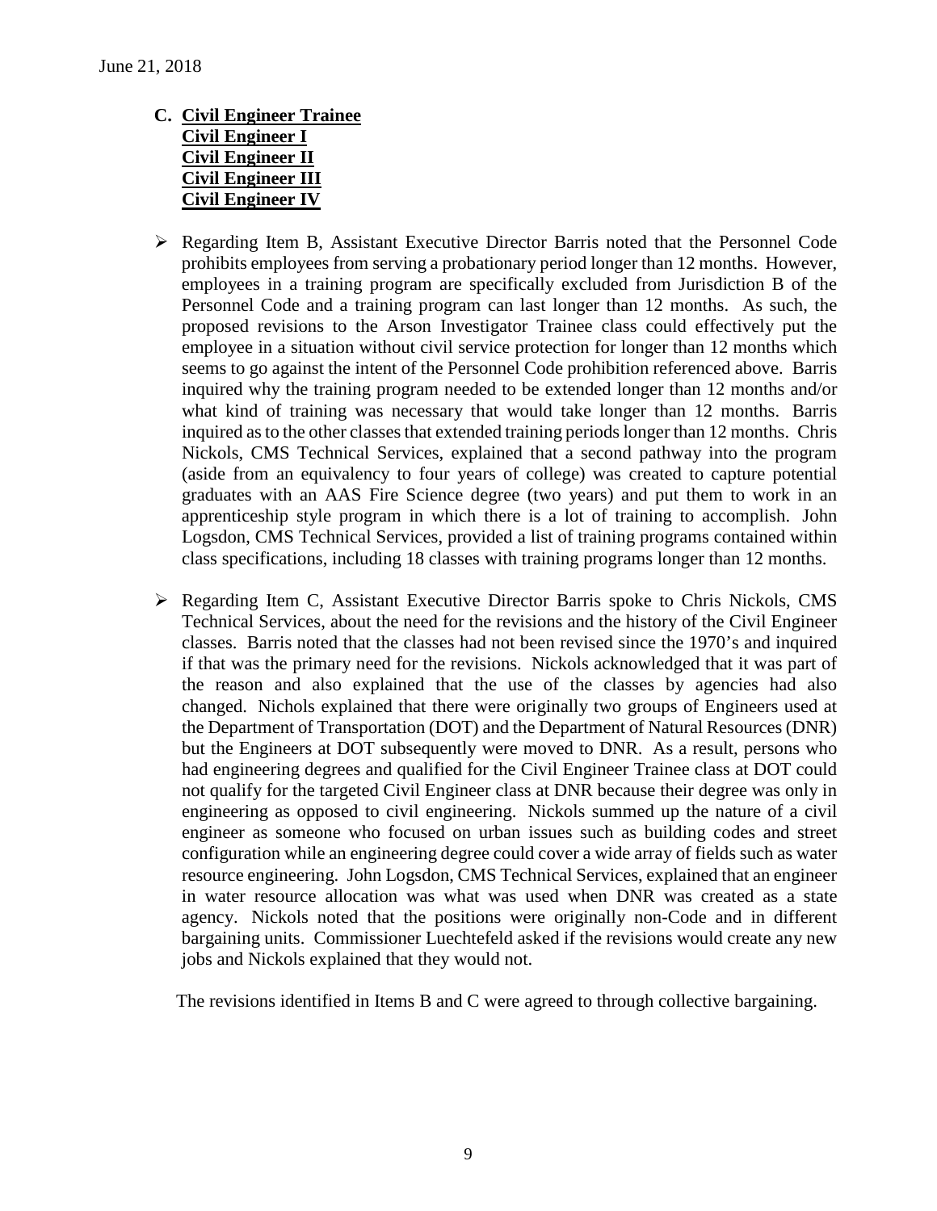**C. <u>Civil Engineer Trainee</u>**
**<u>Civil Engineer I</u>**
**<u>Civil Engineer II</u>**
**<u>Civil Engineer III</u>**
**<u>Civil Engineer IV</u>**

- Regarding Item B, Assistant Executive Director Barris noted that the Personnel Code prohibits employees from serving a probationary period longer than 12 months. However, employees in a training program are specifically excluded from Jurisdiction B of the Personnel Code and a training program can last longer than 12 months. As such, the proposed revisions to the Arson Investigator Trainee class could effectively put the employee in a situation without civil service protection for longer than 12 months which seems to go against the intent of the Personnel Code prohibition referenced above. Barris inquired why the training program needed to be extended longer than 12 months and/or what kind of training was necessary that would take longer than 12 months. Barris inquired as to the other classes that extended training periods longer than 12 months. Chris Nickols, CMS Technical Services, explained that a second pathway into the program (aside from an equivalency to four years of college) was created to capture potential graduates with an AAS Fire Science degree (two years) and put them to work in an apprenticeship style program in which there is a lot of training to accomplish. John Logsdon, CMS Technical Services, provided a list of training programs contained within class specifications, including 18 classes with training programs longer than 12 months.

- Regarding Item C, Assistant Executive Director Barris spoke to Chris Nickols, CMS Technical Services, about the need for the revisions and the history of the Civil Engineer classes. Barris noted that the classes had not been revised since the 1970's and inquired if that was the primary need for the revisions. Nickols acknowledged that it was part of the reason and also explained that the use of the classes by agencies had also changed. Nichols explained that there were originally two groups of Engineers used at the Department of Transportation (DOT) and the Department of Natural Resources (DNR) but the Engineers at DOT subsequently were moved to DNR. As a result, persons who had engineering degrees and qualified for the Civil Engineer Trainee class at DOT could not qualify for the targeted Civil Engineer class at DNR because their degree was only in engineering as opposed to civil engineering. Nickols summed up the nature of a civil engineer as someone who focused on urban issues such as building codes and street configuration while an engineering degree could cover a wide array of fields such as water resource engineering. John Logsdon, CMS Technical Services, explained that an engineer in water resource allocation was what was used when DNR was created as a state agency. Nickols noted that the positions were originally non-Code and in different bargaining units. Commissioner Luechtefeld asked if the revisions would create any new jobs and Nickols explained that they would not.

The revisions identified in Items B and C were agreed to through collective bargaining.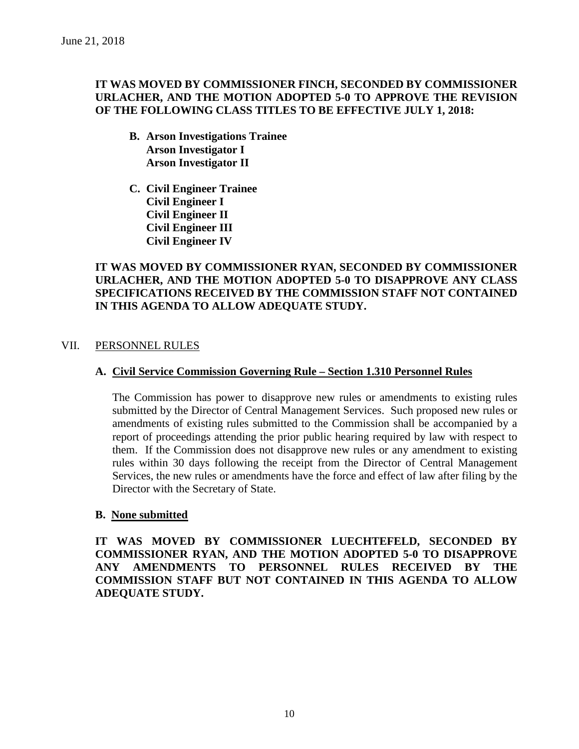**IT WAS MOVED BY COMMISSIONER FINCH, SECONDED BY COMMISSIONER URLACHER, AND THE MOTION ADOPTED 5-0 TO APPROVE THE REVISION OF THE FOLLOWING CLASS TITLES TO BE EFFECTIVE JULY 1, 2018:**

**B. Arson Investigations Trainee**
**Arson Investigator I**
**Arson Investigator II**

**C. Civil Engineer Trainee**
**Civil Engineer I**
**Civil Engineer II**
**Civil Engineer III**
**Civil Engineer IV**

**IT WAS MOVED BY COMMISSIONER RYAN, SECONDED BY COMMISSIONER URLACHER, AND THE MOTION ADOPTED 5-0 TO DISAPPROVE ANY CLASS SPECIFICATIONS RECEIVED BY THE COMMISSION STAFF NOT CONTAINED IN THIS AGENDA TO ALLOW ADEQUATE STUDY.**

## VII. PERSONNEL RULES

### A. Civil Service Commission Governing Rule – Section 1.310 Personnel Rules

The Commission has power to disapprove new rules or amendments to existing rules submitted by the Director of Central Management Services. Such proposed new rules or amendments of existing rules submitted to the Commission shall be accompanied by a report of proceedings attending the prior public hearing required by law with respect to them. If the Commission does not disapprove new rules or any amendment to existing rules within 30 days following the receipt from the Director of Central Management Services, the new rules or amendments have the force and effect of law after filing by the Director with the Secretary of State.

### B. None submitted

**IT WAS MOVED BY COMMISSIONER LUECHTEFELD, SECONDED BY COMMISSIONER RYAN, AND THE MOTION ADOPTED 5-0 TO DISAPPROVE ANY AMENDMENTS TO PERSONNEL RULES RECEIVED BY THE COMMISSION STAFF BUT NOT CONTAINED IN THIS AGENDA TO ALLOW ADEQUATE STUDY.**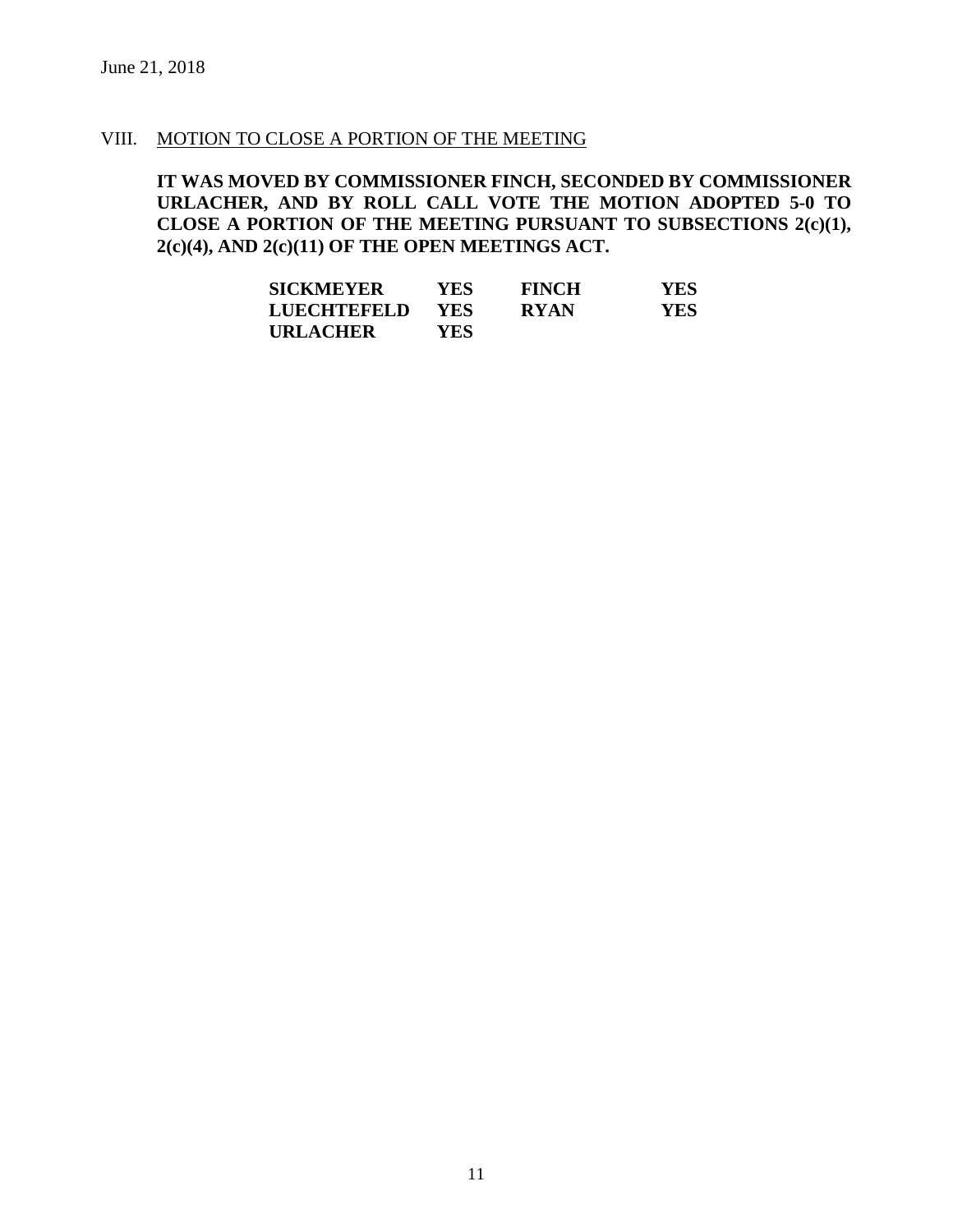June 21, 2018

VIII. MOTION TO CLOSE A PORTION OF THE MEETING

**IT WAS MOVED BY COMMISSIONER FINCH, SECONDED BY COMMISSIONER URLACHER, AND BY ROLL CALL VOTE THE MOTION ADOPTED 5-0 TO CLOSE A PORTION OF THE MEETING PURSUANT TO SUBSECTIONS 2(c)(1), 2(c)(4), AND 2(c)(11) OF THE OPEN MEETINGS ACT.**

| | | | |
|---|---|---|---|
| **SICKMEYER** | **YES** | **FINCH** | **YES** |
| **LUECHTEFELD** | **YES** | **RYAN** | **YES** |
| **URLACHER** | **YES** | | |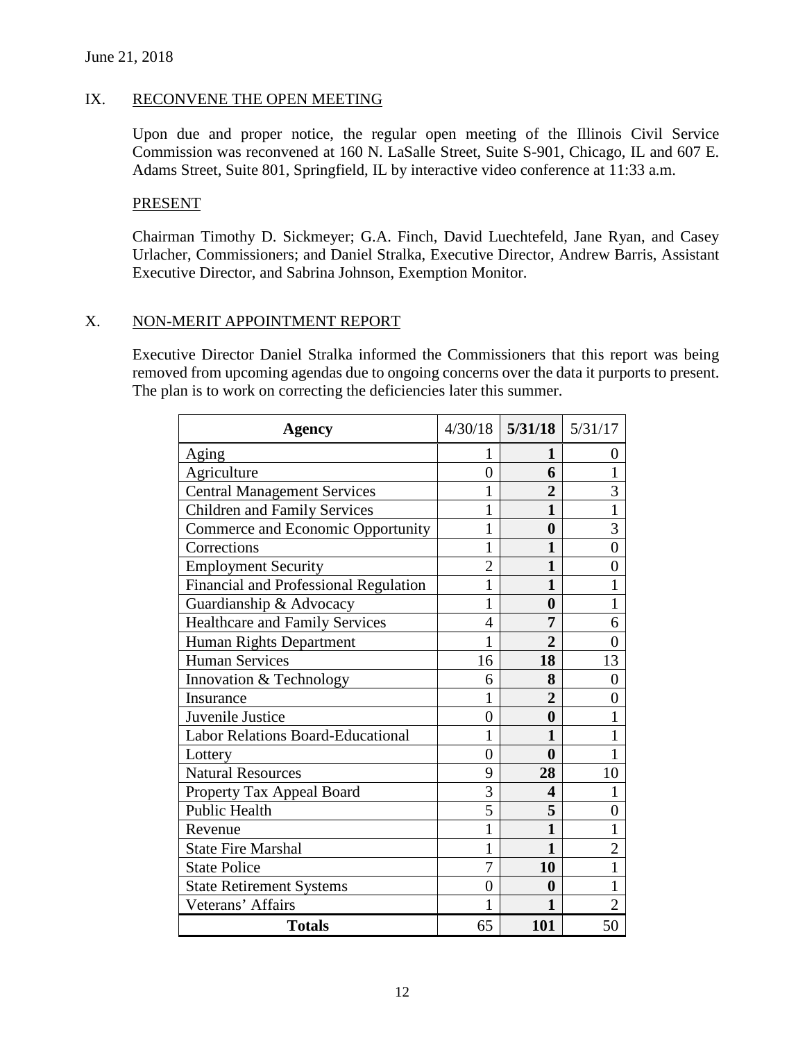June 21, 2018

## IX. RECONVENE THE OPEN MEETING

Upon due and proper notice, the regular open meeting of the Illinois Civil Service Commission was reconvened at 160 N. LaSalle Street, Suite S-901, Chicago, IL and 607 E. Adams Street, Suite 801, Springfield, IL by interactive video conference at 11:33 a.m.

### PRESENT

Chairman Timothy D. Sickmeyer; G.A. Finch, David Luechtefeld, Jane Ryan, and Casey Urlacher, Commissioners; and Daniel Stralka, Executive Director, Andrew Barris, Assistant Executive Director, and Sabrina Johnson, Exemption Monitor.

## X. NON-MERIT APPOINTMENT REPORT

Executive Director Daniel Stralka informed the Commissioners that this report was being removed from upcoming agendas due to ongoing concerns over the data it purports to present. The plan is to work on correcting the deficiencies later this summer.

| Agency | 4/30/18 | 5/31/18 | 5/31/17 |
|---|---|---|---|
| Aging | 1 | **1** | 0 |
| Agriculture | 0 | **6** | 1 |
| Central Management Services | 1 | **2** | 3 |
| Children and Family Services | 1 | **1** | 1 |
| Commerce and Economic Opportunity | 1 | **0** | 3 |
| Corrections | 1 | **1** | 0 |
| Employment Security | 2 | **1** | 0 |
| Financial and Professional Regulation | 1 | **1** | 1 |
| Guardianship & Advocacy | 1 | **0** | 1 |
| Healthcare and Family Services | 4 | **7** | 6 |
| Human Rights Department | 1 | **2** | 0 |
| Human Services | 16 | **18** | 13 |
| Innovation & Technology | 6 | **8** | 0 |
| Insurance | 1 | **2** | 0 |
| Juvenile Justice | 0 | **0** | 1 |
| Labor Relations Board-Educational | 1 | **1** | 1 |
| Lottery | 0 | **0** | 1 |
| Natural Resources | 9 | **28** | 10 |
| Property Tax Appeal Board | 3 | **4** | 1 |
| Public Health | 5 | **5** | 0 |
| Revenue | 1 | **1** | 1 |
| State Fire Marshal | 1 | **1** | 2 |
| State Police | 7 | **10** | 1 |
| State Retirement Systems | 0 | **0** | 1 |
| Veterans' Affairs | 1 | **1** | 2 |
| **Totals** | 65 | **101** | 50 |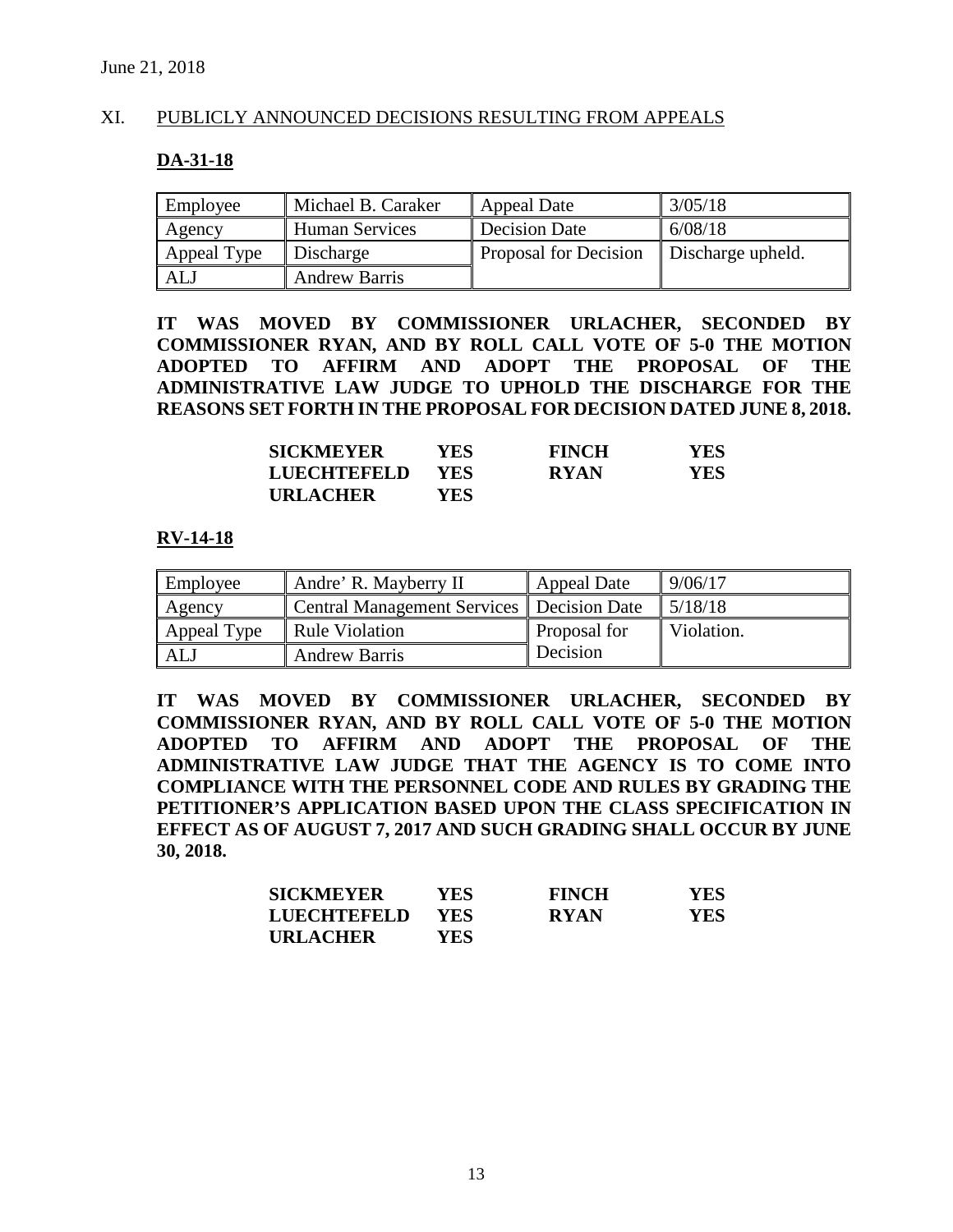June 21, 2018

## XI. PUBLICLY ANNOUNCED DECISIONS RESULTING FROM APPEALS

### DA-31-18

| Employee | Michael B. Caraker | Appeal Date | 3/05/18 |
|---|---|---|---|
| Agency | Human Services | Decision Date | 6/08/18 |
| Appeal Type | Discharge | Proposal for Decision | Discharge upheld. |
| ALJ | Andrew Barris | | |

**IT WAS MOVED BY COMMISSIONER URLACHER, SECONDED BY COMMISSIONER RYAN, AND BY ROLL CALL VOTE OF 5-0 THE MOTION ADOPTED TO AFFIRM AND ADOPT THE PROPOSAL OF THE ADMINISTRATIVE LAW JUDGE TO UPHOLD THE DISCHARGE FOR THE REASONS SET FORTH IN THE PROPOSAL FOR DECISION DATED JUNE 8, 2018.**

| | | | |
|---|---|---|---|
| **SICKMEYER** | **YES** | **FINCH** | **YES** |
| **LUECHTEFELD** | **YES** | **RYAN** | **YES** |
| **URLACHER** | **YES** | | |

### RV-14-18

| Employee | Andre' R. Mayberry II | Appeal Date | 9/06/17 |
|---|---|---|---|
| Agency | Central Management Services | Decision Date | 5/18/18 |
| Appeal Type | Rule Violation | Proposal for Decision | Violation. |
| ALJ | Andrew Barris | | |

**IT WAS MOVED BY COMMISSIONER URLACHER, SECONDED BY COMMISSIONER RYAN, AND BY ROLL CALL VOTE OF 5-0 THE MOTION ADOPTED TO AFFIRM AND ADOPT THE PROPOSAL OF THE ADMINISTRATIVE LAW JUDGE THAT THE AGENCY IS TO COME INTO COMPLIANCE WITH THE PERSONNEL CODE AND RULES BY GRADING THE PETITIONER'S APPLICATION BASED UPON THE CLASS SPECIFICATION IN EFFECT AS OF AUGUST 7, 2017 AND SUCH GRADING SHALL OCCUR BY JUNE 30, 2018.**

| | | | |
|---|---|---|---|
| **SICKMEYER** | **YES** | **FINCH** | **YES** |
| **LUECHTEFELD** | **YES** | **RYAN** | **YES** |
| **URLACHER** | **YES** | | |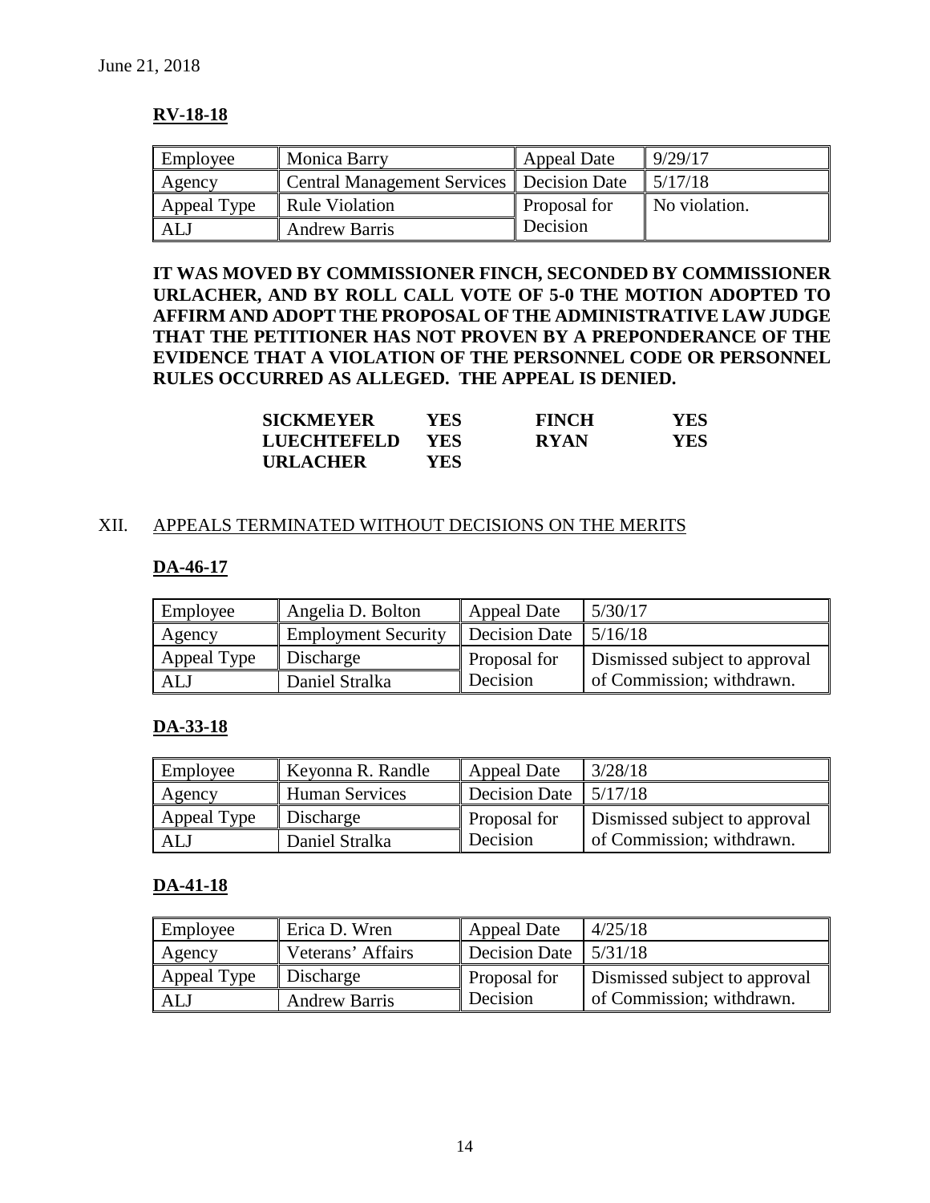June 21, 2018

**RV-18-18**

| Employee | Monica Barry | Appeal Date | 9/29/17 |
|---|---|---|---|
| Agency | Central Management Services | Decision Date | 5/17/18 |
| Appeal Type | Rule Violation | Proposal for Decision | No violation. |
| ALJ | Andrew Barris | | |

**IT WAS MOVED BY COMMISSIONER FINCH, SECONDED BY COMMISSIONER URLACHER, AND BY ROLL CALL VOTE OF 5-0 THE MOTION ADOPTED TO AFFIRM AND ADOPT THE PROPOSAL OF THE ADMINISTRATIVE LAW JUDGE THAT THE PETITIONER HAS NOT PROVEN BY A PREPONDERANCE OF THE EVIDENCE THAT A VIOLATION OF THE PERSONNEL CODE OR PERSONNEL RULES OCCURRED AS ALLEGED. THE APPEAL IS DENIED.**

| | | | |
|---|---|---|---|
| **SICKMEYER** | **YES** | **FINCH** | **YES** |
| **LUECHTEFELD** | **YES** | **RYAN** | **YES** |
| **URLACHER** | **YES** | | |

## XII. APPEALS TERMINATED WITHOUT DECISIONS ON THE MERITS

**DA-46-17**

| Employee | Angelia D. Bolton | Appeal Date | 5/30/17 |
|---|---|---|---|
| Agency | Employment Security | Decision Date | 5/16/18 |
| Appeal Type | Discharge | Proposal for Decision | Dismissed subject to approval of Commission; withdrawn. |
| ALJ | Daniel Stralka | | |

**DA-33-18**

| Employee | Keyonna R. Randle | Appeal Date | 3/28/18 |
|---|---|---|---|
| Agency | Human Services | Decision Date | 5/17/18 |
| Appeal Type | Discharge | Proposal for Decision | Dismissed subject to approval of Commission; withdrawn. |
| ALJ | Daniel Stralka | | |

**DA-41-18**

| Employee | Erica D. Wren | Appeal Date | 4/25/18 |
|---|---|---|---|
| Agency | Veterans' Affairs | Decision Date | 5/31/18 |
| Appeal Type | Discharge | Proposal for Decision | Dismissed subject to approval of Commission; withdrawn. |
| ALJ | Andrew Barris | | |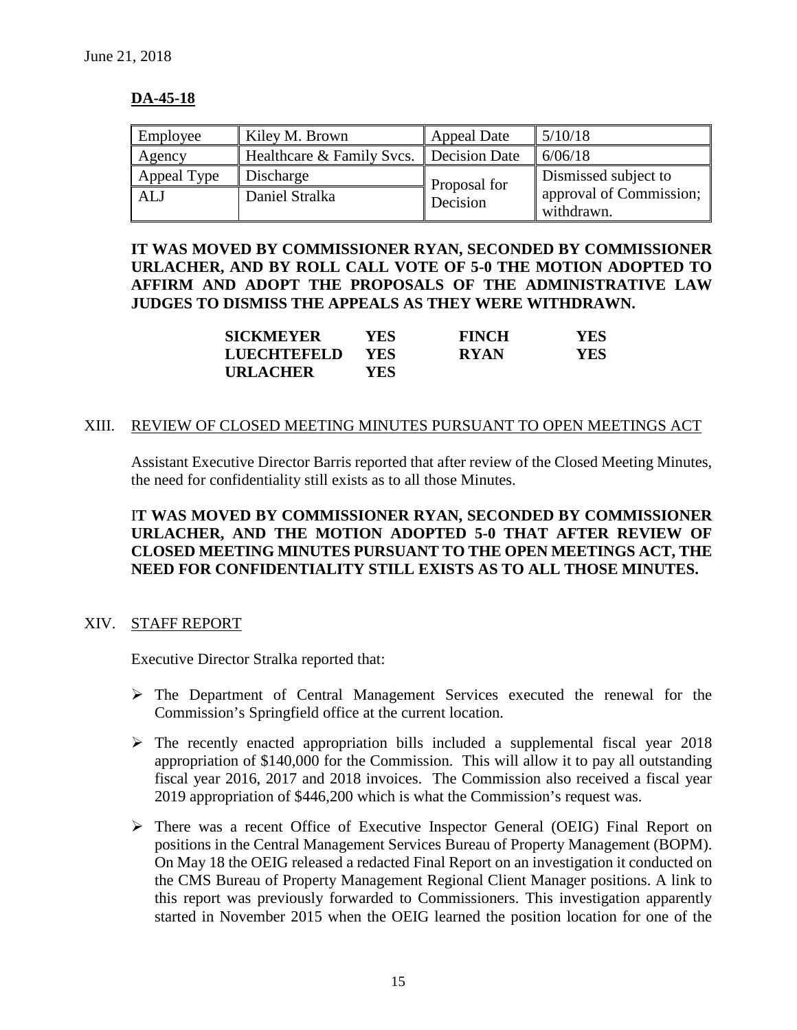June 21, 2018

**DA-45-18**

| Employee | Kiley M. Brown | Appeal Date | 5/10/18 |
|---|---|---|---|
| Agency | Healthcare & Family Svcs. | Decision Date | 6/06/18 |
| Appeal Type | Discharge | Proposal for Decision | Dismissed subject to approval of Commission; withdrawn. |
| ALJ | Daniel Stralka | | |

**IT WAS MOVED BY COMMISSIONER RYAN, SECONDED BY COMMISSIONER URLACHER, AND BY ROLL CALL VOTE OF 5-0 THE MOTION ADOPTED TO AFFIRM AND ADOPT THE PROPOSALS OF THE ADMINISTRATIVE LAW JUDGES TO DISMISS THE APPEALS AS THEY WERE WITHDRAWN.**

| | | | |
|---|---|---|---|
| **SICKMEYER** | **YES** | **FINCH** | **YES** |
| **LUECHTEFELD** | **YES** | **RYAN** | **YES** |
| **URLACHER** | **YES** | | |

## XIII. REVIEW OF CLOSED MEETING MINUTES PURSUANT TO OPEN MEETINGS ACT

Assistant Executive Director Barris reported that after review of the Closed Meeting Minutes, the need for confidentiality still exists as to all those Minutes.

**IT WAS MOVED BY COMMISSIONER RYAN, SECONDED BY COMMISSIONER URLACHER, AND THE MOTION ADOPTED 5-0 THAT AFTER REVIEW OF CLOSED MEETING MINUTES PURSUANT TO THE OPEN MEETINGS ACT, THE NEED FOR CONFIDENTIALITY STILL EXISTS AS TO ALL THOSE MINUTES.**

## XIV. STAFF REPORT

Executive Director Stralka reported that:

- The Department of Central Management Services executed the renewal for the Commission's Springfield office at the current location.
- The recently enacted appropriation bills included a supplemental fiscal year 2018 appropriation of $140,000 for the Commission. This will allow it to pay all outstanding fiscal year 2016, 2017 and 2018 invoices. The Commission also received a fiscal year 2019 appropriation of $446,200 which is what the Commission's request was.
- There was a recent Office of Executive Inspector General (OEIG) Final Report on positions in the Central Management Services Bureau of Property Management (BOPM). On May 18 the OEIG released a redacted Final Report on an investigation it conducted on the CMS Bureau of Property Management Regional Client Manager positions. A link to this report was previously forwarded to Commissioners. This investigation apparently started in November 2015 when the OEIG learned the position location for one of the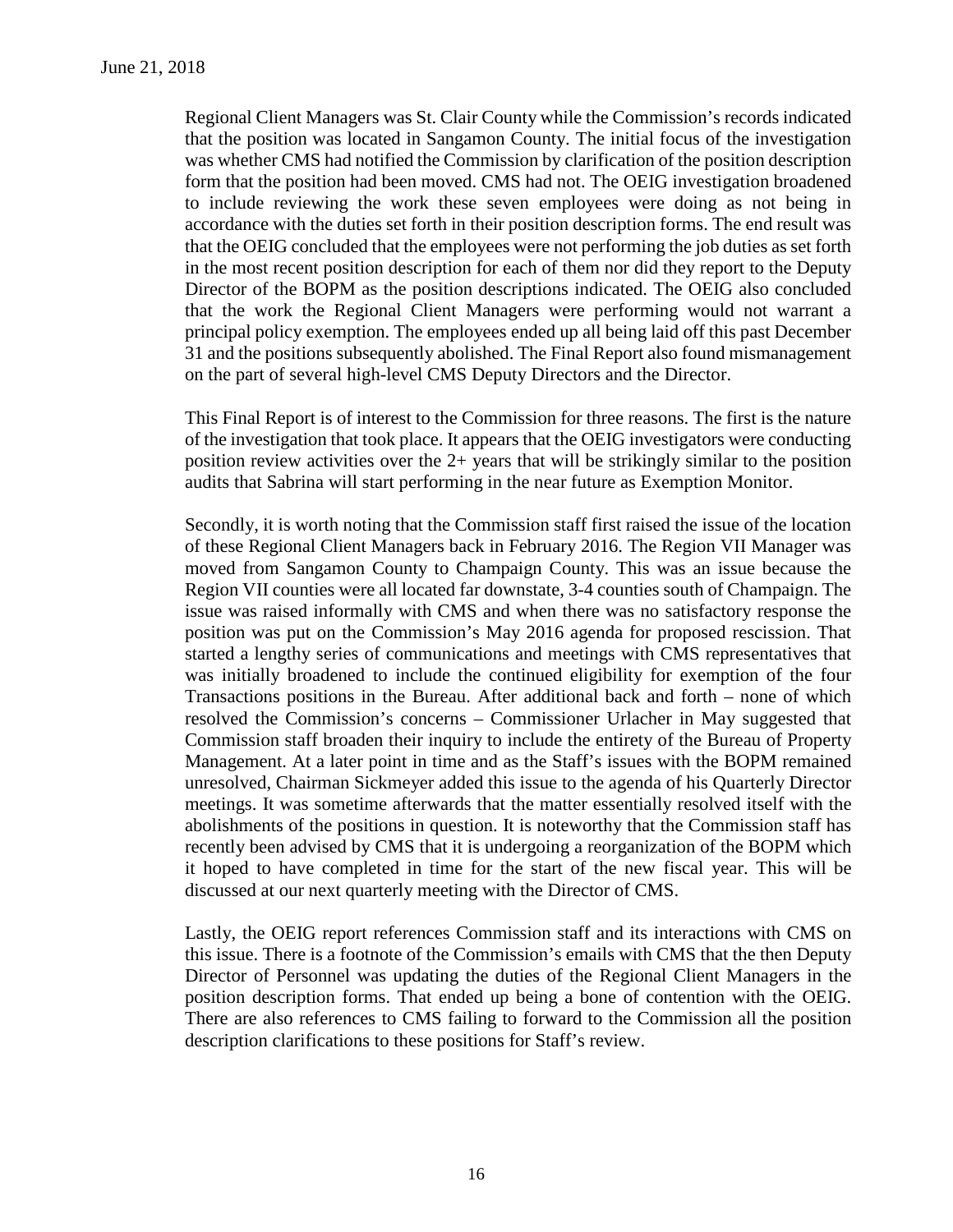Regional Client Managers was St. Clair County while the Commission's records indicated that the position was located in Sangamon County. The initial focus of the investigation was whether CMS had notified the Commission by clarification of the position description form that the position had been moved. CMS had not. The OEIG investigation broadened to include reviewing the work these seven employees were doing as not being in accordance with the duties set forth in their position description forms. The end result was that the OEIG concluded that the employees were not performing the job duties as set forth in the most recent position description for each of them nor did they report to the Deputy Director of the BOPM as the position descriptions indicated. The OEIG also concluded that the work the Regional Client Managers were performing would not warrant a principal policy exemption. The employees ended up all being laid off this past December 31 and the positions subsequently abolished. The Final Report also found mismanagement on the part of several high-level CMS Deputy Directors and the Director.

This Final Report is of interest to the Commission for three reasons. The first is the nature of the investigation that took place. It appears that the OEIG investigators were conducting position review activities over the 2+ years that will be strikingly similar to the position audits that Sabrina will start performing in the near future as Exemption Monitor.

Secondly, it is worth noting that the Commission staff first raised the issue of the location of these Regional Client Managers back in February 2016. The Region VII Manager was moved from Sangamon County to Champaign County. This was an issue because the Region VII counties were all located far downstate, 3-4 counties south of Champaign. The issue was raised informally with CMS and when there was no satisfactory response the position was put on the Commission's May 2016 agenda for proposed rescission. That started a lengthy series of communications and meetings with CMS representatives that was initially broadened to include the continued eligibility for exemption of the four Transactions positions in the Bureau. After additional back and forth – none of which resolved the Commission's concerns – Commissioner Urlacher in May suggested that Commission staff broaden their inquiry to include the entirety of the Bureau of Property Management. At a later point in time and as the Staff's issues with the BOPM remained unresolved, Chairman Sickmeyer added this issue to the agenda of his Quarterly Director meetings. It was sometime afterwards that the matter essentially resolved itself with the abolishments of the positions in question. It is noteworthy that the Commission staff has recently been advised by CMS that it is undergoing a reorganization of the BOPM which it hoped to have completed in time for the start of the new fiscal year. This will be discussed at our next quarterly meeting with the Director of CMS.

Lastly, the OEIG report references Commission staff and its interactions with CMS on this issue. There is a footnote of the Commission's emails with CMS that the then Deputy Director of Personnel was updating the duties of the Regional Client Managers in the position description forms. That ended up being a bone of contention with the OEIG. There are also references to CMS failing to forward to the Commission all the position description clarifications to these positions for Staff's review.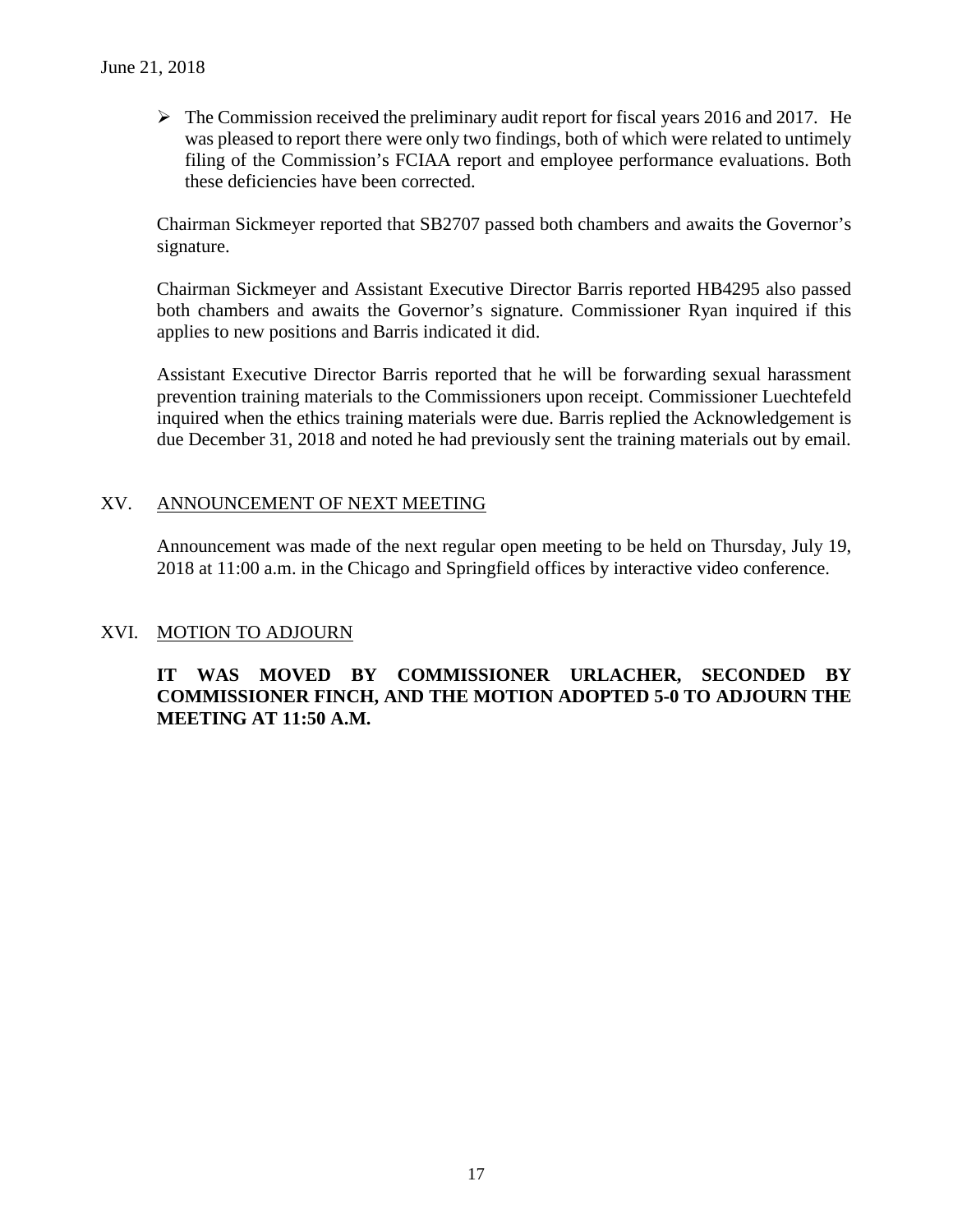- The Commission received the preliminary audit report for fiscal years 2016 and 2017. He was pleased to report there were only two findings, both of which were related to untimely filing of the Commission's FCIAA report and employee performance evaluations. Both these deficiencies have been corrected.

Chairman Sickmeyer reported that SB2707 passed both chambers and awaits the Governor's signature.

Chairman Sickmeyer and Assistant Executive Director Barris reported HB4295 also passed both chambers and awaits the Governor's signature. Commissioner Ryan inquired if this applies to new positions and Barris indicated it did.

Assistant Executive Director Barris reported that he will be forwarding sexual harassment prevention training materials to the Commissioners upon receipt. Commissioner Luechtefeld inquired when the ethics training materials were due. Barris replied the Acknowledgement is due December 31, 2018 and noted he had previously sent the training materials out by email.

## XV. ANNOUNCEMENT OF NEXT MEETING

Announcement was made of the next regular open meeting to be held on Thursday, July 19, 2018 at 11:00 a.m. in the Chicago and Springfield offices by interactive video conference.

## XVI. MOTION TO ADJOURN

**IT WAS MOVED BY COMMISSIONER URLACHER, SECONDED BY COMMISSIONER FINCH, AND THE MOTION ADOPTED 5-0 TO ADJOURN THE MEETING AT 11:50 A.M.**